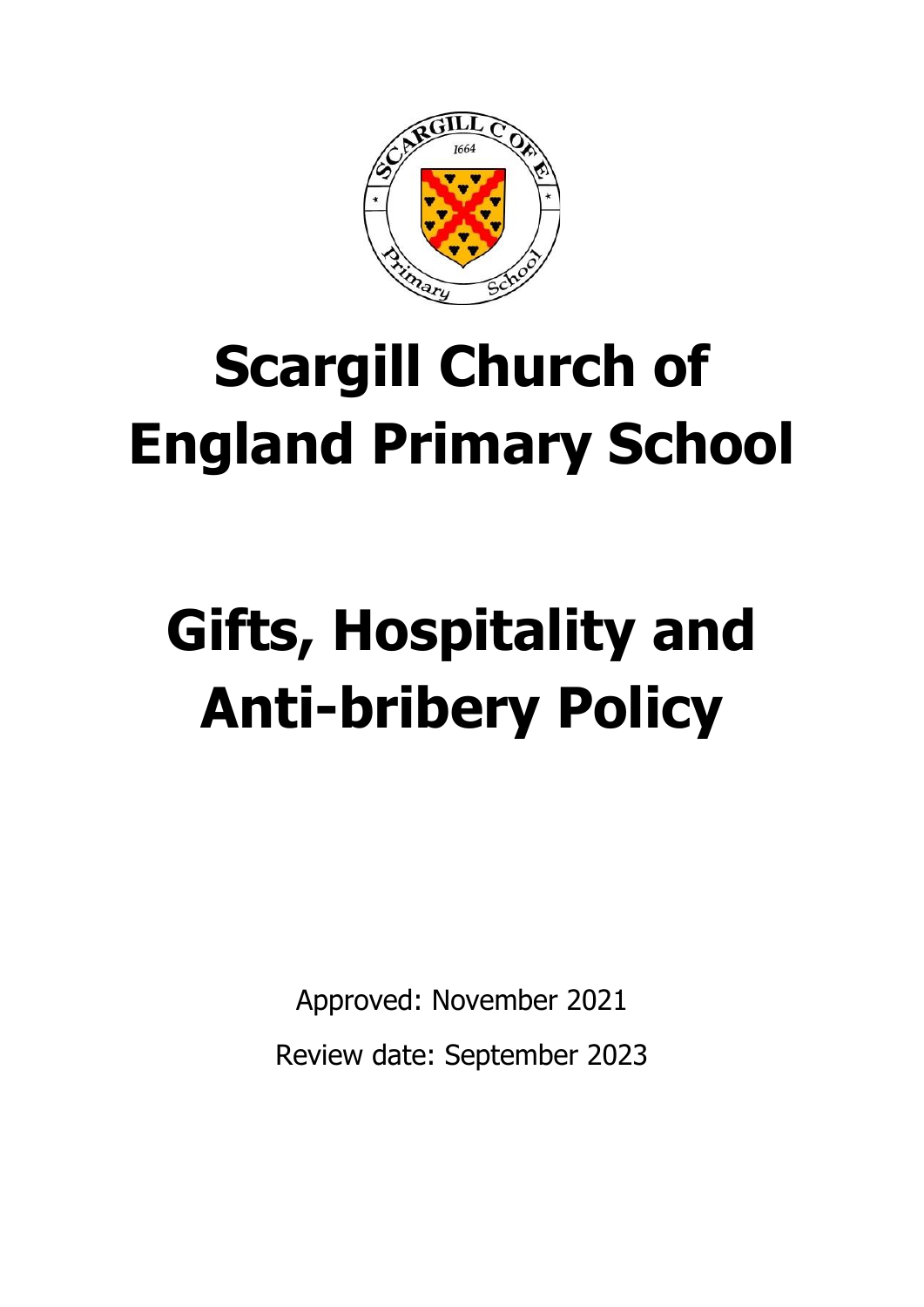# Scargill Church of England Primary School

# Gifts, Hospitality and Anti-bribery Policy

Approved: November 2021

Review date: September 2023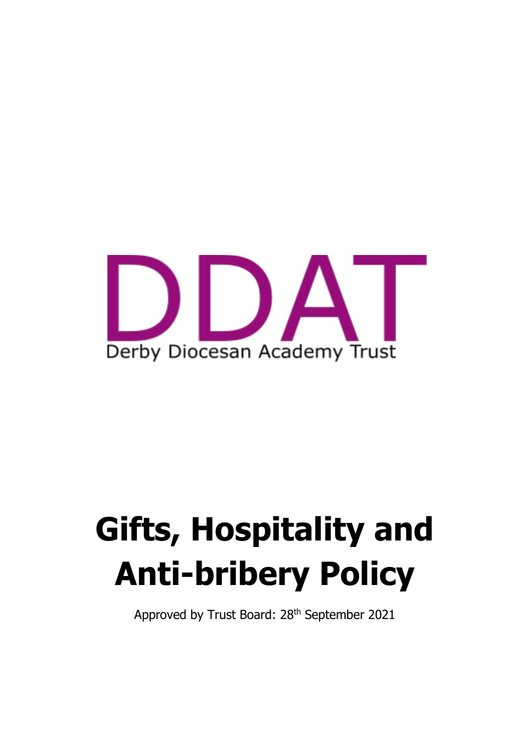DDAT

Derby Diocesan Academy Trust

# Gifts, Hospitality and Anti-bribery Policy

Approved by Trust Board: 28th September 2021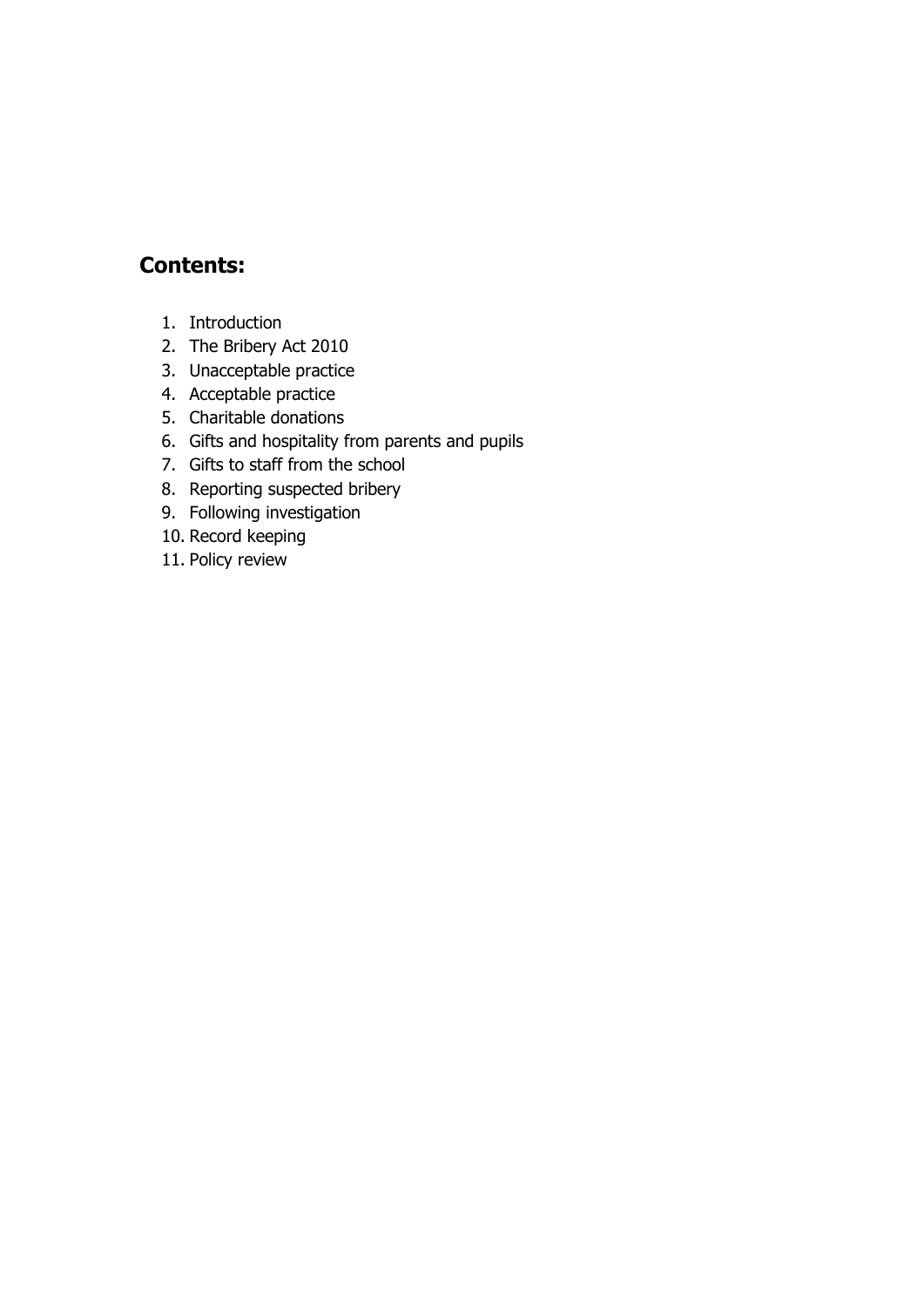## Contents:

1. Introduction
2. The Bribery Act 2010
3. Unacceptable practice
4. Acceptable practice
5. Charitable donations
6. Gifts and hospitality from parents and pupils
7. Gifts to staff from the school
8. Reporting suspected bribery
9. Following investigation
10. Record keeping
11. Policy review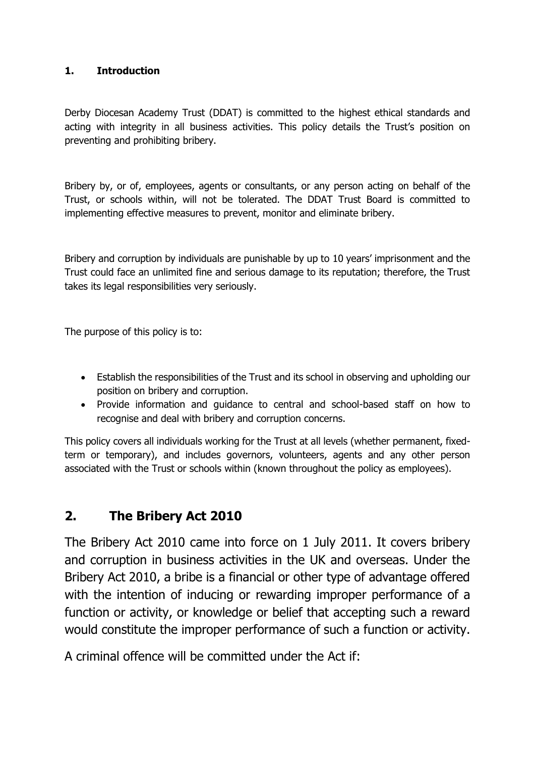## 1. Introduction

Derby Diocesan Academy Trust (DDAT) is committed to the highest ethical standards and acting with integrity in all business activities. This policy details the Trust's position on preventing and prohibiting bribery.

Bribery by, or of, employees, agents or consultants, or any person acting on behalf of the Trust, or schools within, will not be tolerated. The DDAT Trust Board is committed to implementing effective measures to prevent, monitor and eliminate bribery.

Bribery and corruption by individuals are punishable by up to 10 years' imprisonment and the Trust could face an unlimited fine and serious damage to its reputation; therefore, the Trust takes its legal responsibilities very seriously.

The purpose of this policy is to:

- Establish the responsibilities of the Trust and its school in observing and upholding our position on bribery and corruption.
- Provide information and guidance to central and school-based staff on how to recognise and deal with bribery and corruption concerns.

This policy covers all individuals working for the Trust at all levels (whether permanent, fixed-term or temporary), and includes governors, volunteers, agents and any other person associated with the Trust or schools within (known throughout the policy as employees).

## 2. The Bribery Act 2010

The Bribery Act 2010 came into force on 1 July 2011. It covers bribery and corruption in business activities in the UK and overseas. Under the Bribery Act 2010, a bribe is a financial or other type of advantage offered with the intention of inducing or rewarding improper performance of a function or activity, or knowledge or belief that accepting such a reward would constitute the improper performance of such a function or activity.

A criminal offence will be committed under the Act if: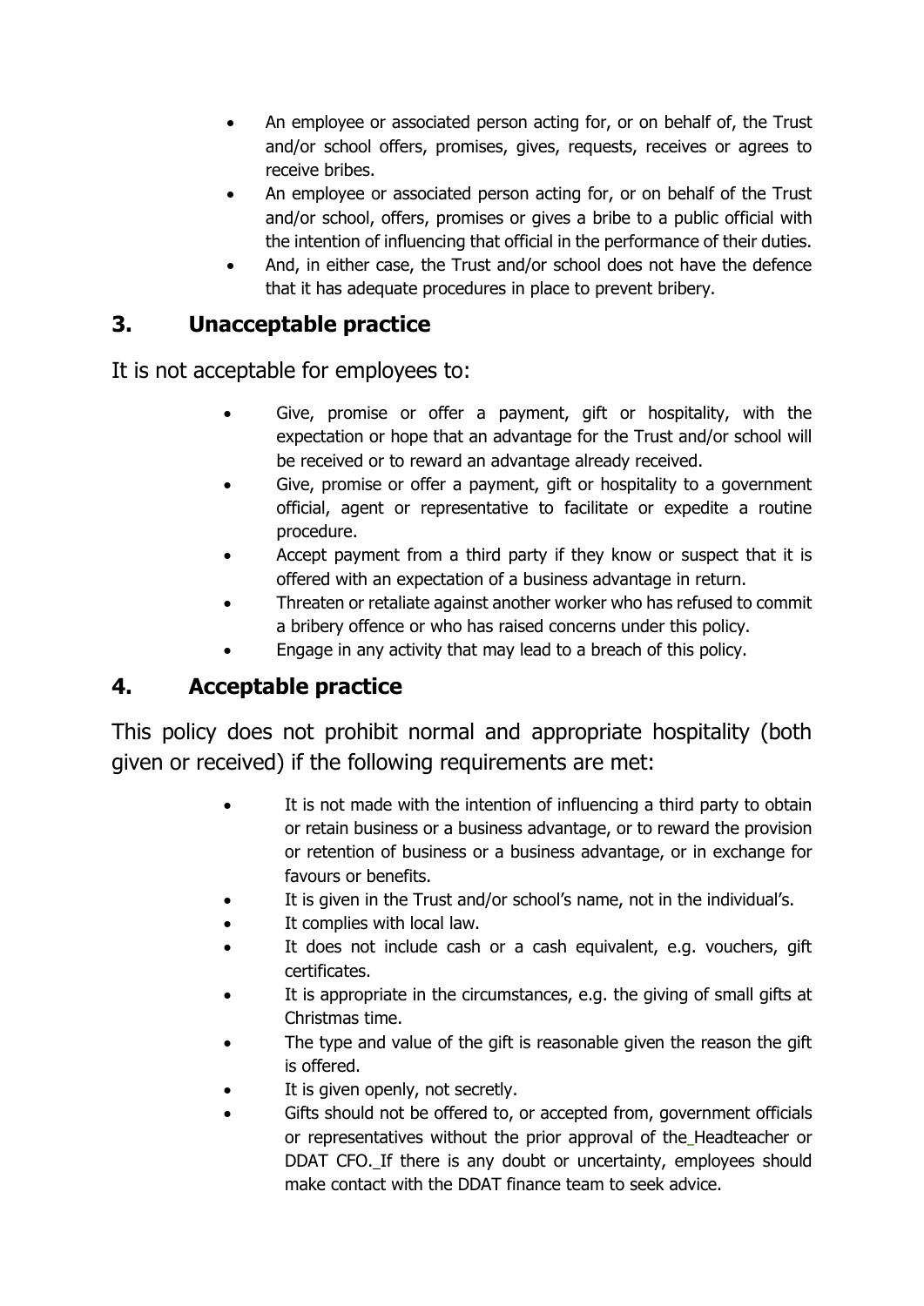- An employee or associated person acting for, or on behalf of, the Trust and/or school offers, promises, gives, requests, receives or agrees to receive bribes.
- An employee or associated person acting for, or on behalf of the Trust and/or school, offers, promises or gives a bribe to a public official with the intention of influencing that official in the performance of their duties.
- And, in either case, the Trust and/or school does not have the defence that it has adequate procedures in place to prevent bribery.

## 3. Unacceptable practice

It is not acceptable for employees to:

- Give, promise or offer a payment, gift or hospitality, with the expectation or hope that an advantage for the Trust and/or school will be received or to reward an advantage already received.
- Give, promise or offer a payment, gift or hospitality to a government official, agent or representative to facilitate or expedite a routine procedure.
- Accept payment from a third party if they know or suspect that it is offered with an expectation of a business advantage in return.
- Threaten or retaliate against another worker who has refused to commit a bribery offence or who has raised concerns under this policy.
- Engage in any activity that may lead to a breach of this policy.

## 4. Acceptable practice

This policy does not prohibit normal and appropriate hospitality (both given or received) if the following requirements are met:

- It is not made with the intention of influencing a third party to obtain or retain business or a business advantage, or to reward the provision or retention of business or a business advantage, or in exchange for favours or benefits.
- It is given in the Trust and/or school's name, not in the individual's.
- It complies with local law.
- It does not include cash or a cash equivalent, e.g. vouchers, gift certificates.
- It is appropriate in the circumstances, e.g. the giving of small gifts at Christmas time.
- The type and value of the gift is reasonable given the reason the gift is offered.
- It is given openly, not secretly.
- Gifts should not be offered to, or accepted from, government officials or representatives without the prior approval of the Headteacher or DDAT CFO. If there is any doubt or uncertainty, employees should make contact with the DDAT finance team to seek advice.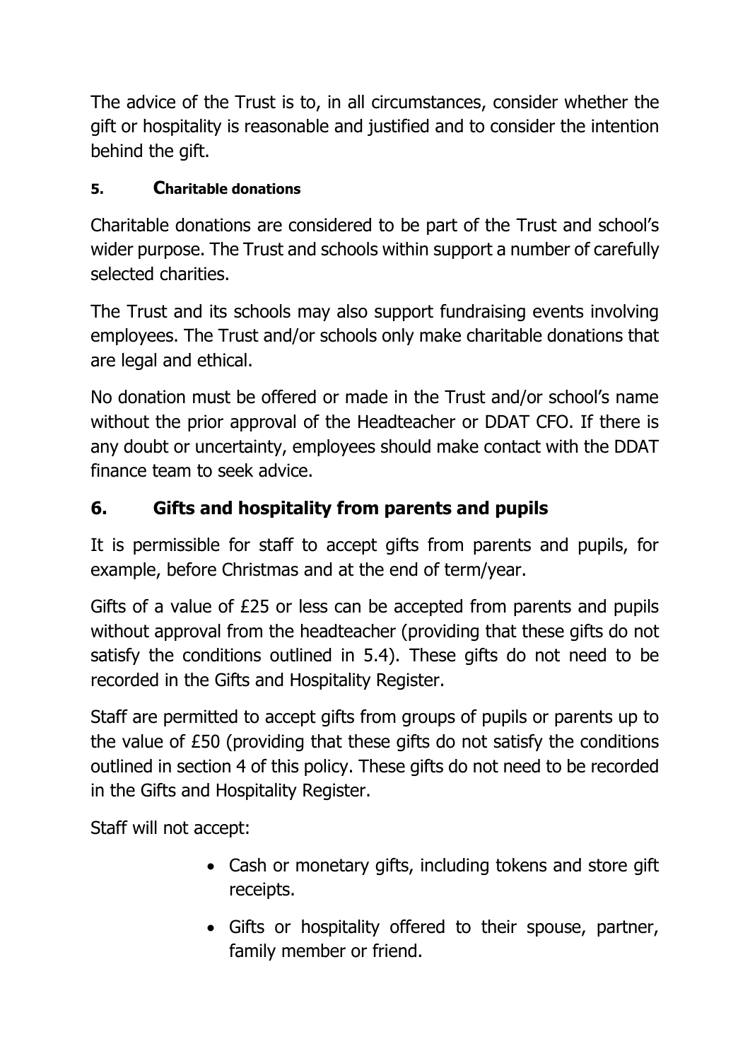The advice of the Trust is to, in all circumstances, consider whether the gift or hospitality is reasonable and justified and to consider the intention behind the gift.

#### 5. Charitable donations

Charitable donations are considered to be part of the Trust and school's wider purpose. The Trust and schools within support a number of carefully selected charities.

The Trust and its schools may also support fundraising events involving employees. The Trust and/or schools only make charitable donations that are legal and ethical.

No donation must be offered or made in the Trust and/or school's name without the prior approval of the Headteacher or DDAT CFO. If there is any doubt or uncertainty, employees should make contact with the DDAT finance team to seek advice.

## 6. Gifts and hospitality from parents and pupils

It is permissible for staff to accept gifts from parents and pupils, for example, before Christmas and at the end of term/year.

Gifts of a value of £25 or less can be accepted from parents and pupils without approval from the headteacher (providing that these gifts do not satisfy the conditions outlined in 5.4). These gifts do not need to be recorded in the Gifts and Hospitality Register.

Staff are permitted to accept gifts from groups of pupils or parents up to the value of £50 (providing that these gifts do not satisfy the conditions outlined in section 4 of this policy. These gifts do not need to be recorded in the Gifts and Hospitality Register.

Staff will not accept:

- Cash or monetary gifts, including tokens and store gift receipts.
- Gifts or hospitality offered to their spouse, partner, family member or friend.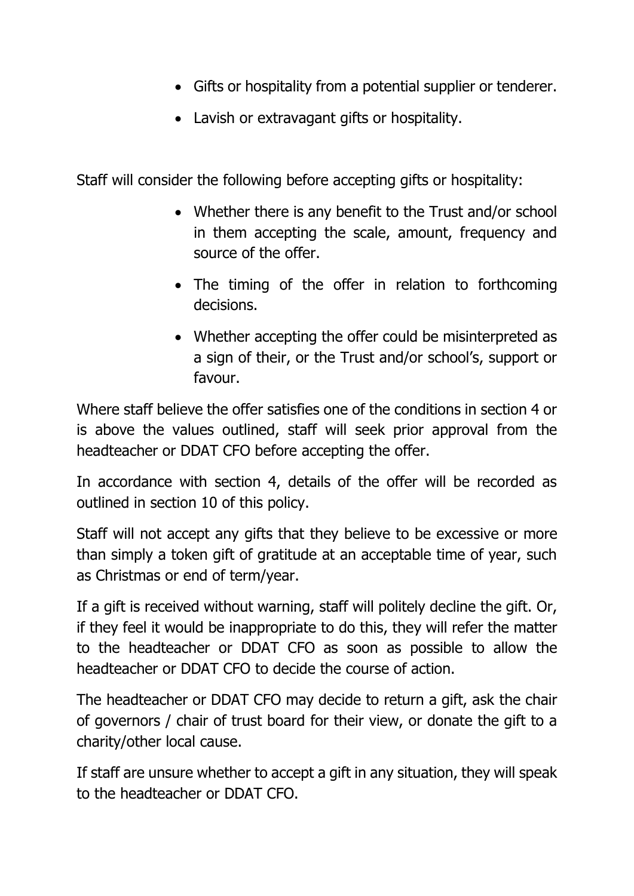- Gifts or hospitality from a potential supplier or tenderer.
- Lavish or extravagant gifts or hospitality.

Staff will consider the following before accepting gifts or hospitality:

- Whether there is any benefit to the Trust and/or school in them accepting the scale, amount, frequency and source of the offer.
- The timing of the offer in relation to forthcoming decisions.
- Whether accepting the offer could be misinterpreted as a sign of their, or the Trust and/or school's, support or favour.

Where staff believe the offer satisfies one of the conditions in section 4 or is above the values outlined, staff will seek prior approval from the headteacher or DDAT CFO before accepting the offer.

In accordance with section 4, details of the offer will be recorded as outlined in section 10 of this policy.

Staff will not accept any gifts that they believe to be excessive or more than simply a token gift of gratitude at an acceptable time of year, such as Christmas or end of term/year.

If a gift is received without warning, staff will politely decline the gift. Or, if they feel it would be inappropriate to do this, they will refer the matter to the headteacher or DDAT CFO as soon as possible to allow the headteacher or DDAT CFO to decide the course of action.

The headteacher or DDAT CFO may decide to return a gift, ask the chair of governors / chair of trust board for their view, or donate the gift to a charity/other local cause.

If staff are unsure whether to accept a gift in any situation, they will speak to the headteacher or DDAT CFO.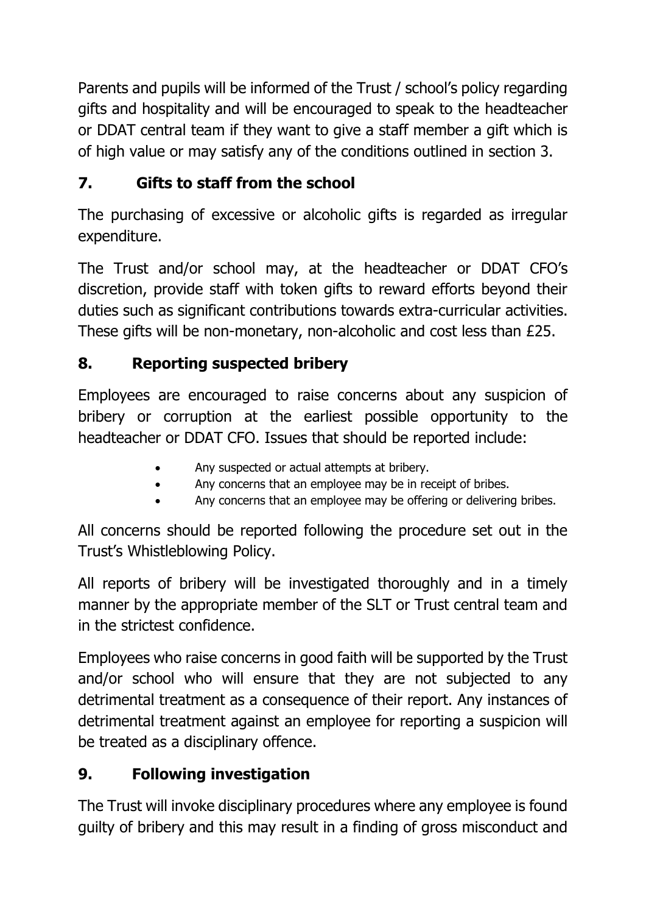Parents and pupils will be informed of the Trust / school's policy regarding gifts and hospitality and will be encouraged to speak to the headteacher or DDAT central team if they want to give a staff member a gift which is of high value or may satisfy any of the conditions outlined in section 3.

## 7. Gifts to staff from the school

The purchasing of excessive or alcoholic gifts is regarded as irregular expenditure.

The Trust and/or school may, at the headteacher or DDAT CFO's discretion, provide staff with token gifts to reward efforts beyond their duties such as significant contributions towards extra-curricular activities. These gifts will be non-monetary, non-alcoholic and cost less than £25.

## 8. Reporting suspected bribery

Employees are encouraged to raise concerns about any suspicion of bribery or corruption at the earliest possible opportunity to the headteacher or DDAT CFO. Issues that should be reported include:

- Any suspected or actual attempts at bribery.
- Any concerns that an employee may be in receipt of bribes.
- Any concerns that an employee may be offering or delivering bribes.

All concerns should be reported following the procedure set out in the Trust's Whistleblowing Policy.

All reports of bribery will be investigated thoroughly and in a timely manner by the appropriate member of the SLT or Trust central team and in the strictest confidence.

Employees who raise concerns in good faith will be supported by the Trust and/or school who will ensure that they are not subjected to any detrimental treatment as a consequence of their report. Any instances of detrimental treatment against an employee for reporting a suspicion will be treated as a disciplinary offence.

## 9. Following investigation

The Trust will invoke disciplinary procedures where any employee is found guilty of bribery and this may result in a finding of gross misconduct and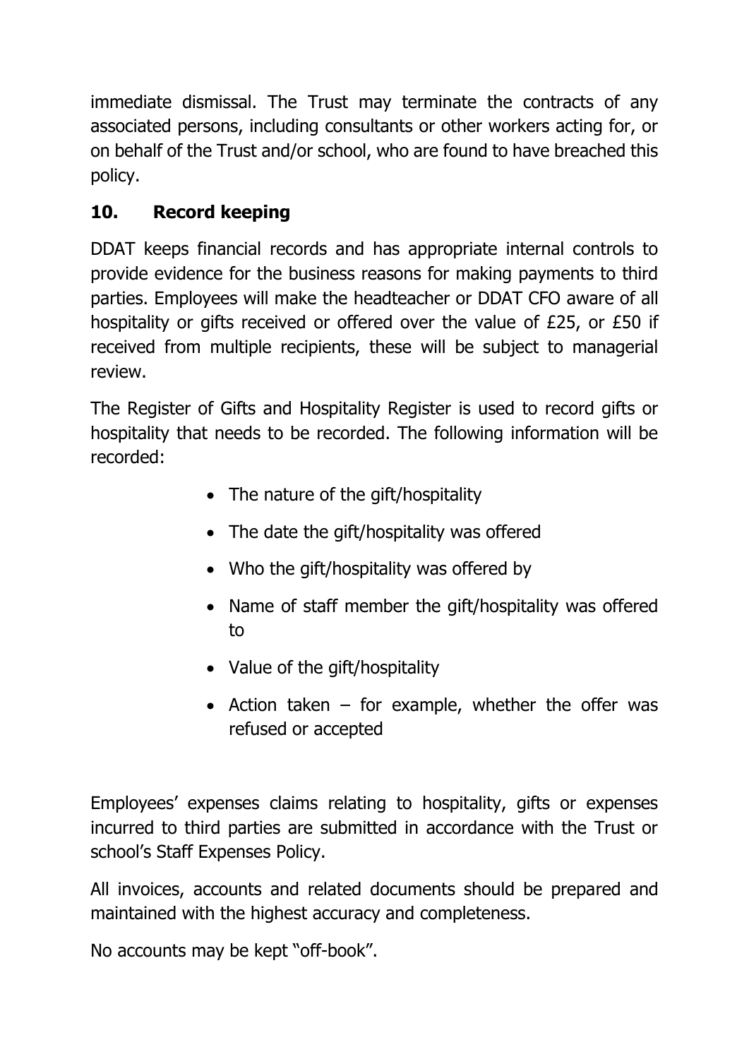immediate dismissal. The Trust may terminate the contracts of any associated persons, including consultants or other workers acting for, or on behalf of the Trust and/or school, who are found to have breached this policy.

## 10. Record keeping

DDAT keeps financial records and has appropriate internal controls to provide evidence for the business reasons for making payments to third parties. Employees will make the headteacher or DDAT CFO aware of all hospitality or gifts received or offered over the value of £25, or £50 if received from multiple recipients, these will be subject to managerial review.

The Register of Gifts and Hospitality Register is used to record gifts or hospitality that needs to be recorded. The following information will be recorded:

- The nature of the gift/hospitality
- The date the gift/hospitality was offered
- Who the gift/hospitality was offered by
- Name of staff member the gift/hospitality was offered to
- Value of the gift/hospitality
- Action taken – for example, whether the offer was refused or accepted

Employees' expenses claims relating to hospitality, gifts or expenses incurred to third parties are submitted in accordance with the Trust or school's Staff Expenses Policy.

All invoices, accounts and related documents should be prepared and maintained with the highest accuracy and completeness.

No accounts may be kept "off-book".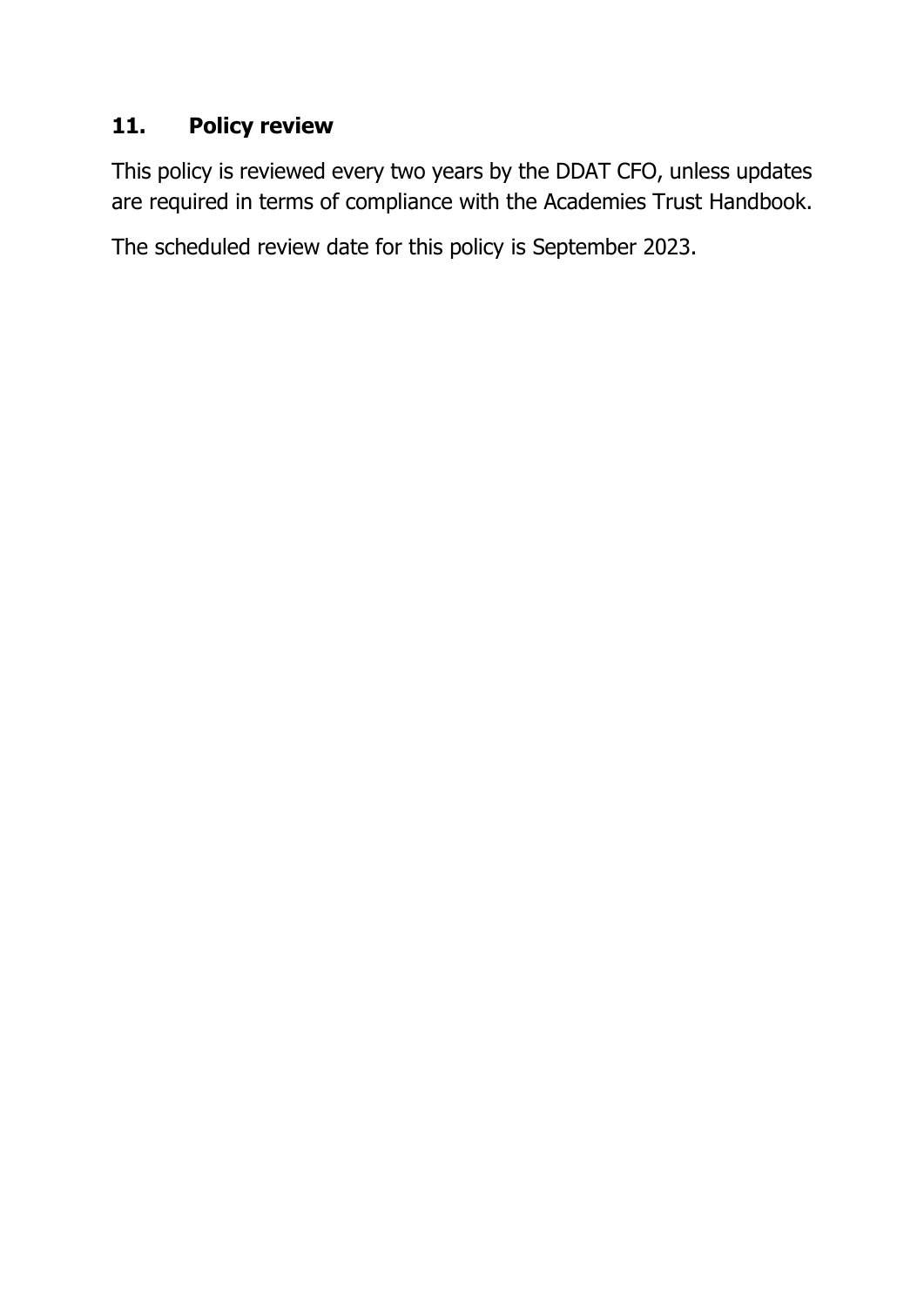## 11. Policy review

This policy is reviewed every two years by the DDAT CFO, unless updates are required in terms of compliance with the Academies Trust Handbook.

The scheduled review date for this policy is September 2023.